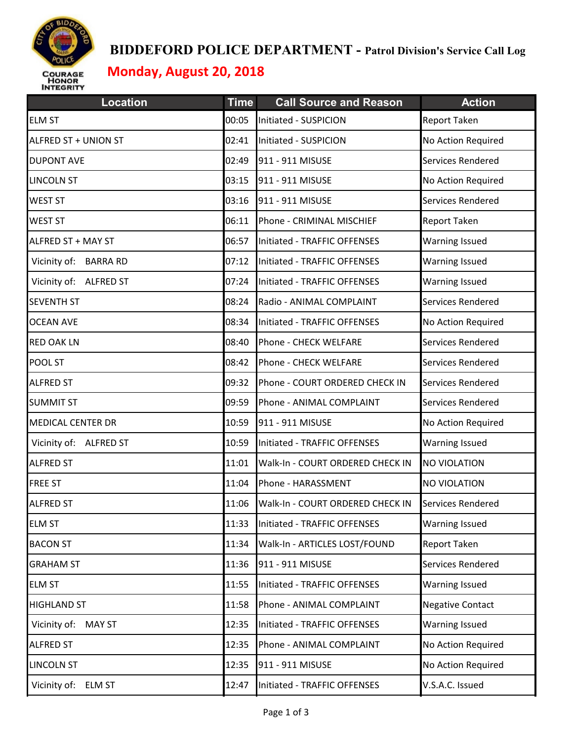# BIDDEFORD POLICE DEPARTMENT - Patrol Division's Service Call Log

## Monday, August 20, 2018

| Location | Time | Call Source and Reason | Action |
|---|---|---|---|
| ELM ST | 00:05 | Initiated - SUSPICION | Report Taken |
| ALFRED ST + UNION ST | 02:41 | Initiated - SUSPICION | No Action Required |
| DUPONT AVE | 02:49 | 911 - 911 MISUSE | Services Rendered |
| LINCOLN ST | 03:15 | 911 - 911 MISUSE | No Action Required |
| WEST ST | 03:16 | 911 - 911 MISUSE | Services Rendered |
| WEST ST | 06:11 | Phone - CRIMINAL MISCHIEF | Report Taken |
| ALFRED ST + MAY ST | 06:57 | Initiated - TRAFFIC OFFENSES | Warning Issued |
| Vicinity of: BARRA RD | 07:12 | Initiated - TRAFFIC OFFENSES | Warning Issued |
| Vicinity of: ALFRED ST | 07:24 | Initiated - TRAFFIC OFFENSES | Warning Issued |
| SEVENTH ST | 08:24 | Radio - ANIMAL COMPLAINT | Services Rendered |
| OCEAN AVE | 08:34 | Initiated - TRAFFIC OFFENSES | No Action Required |
| RED OAK LN | 08:40 | Phone - CHECK WELFARE | Services Rendered |
| POOL ST | 08:42 | Phone - CHECK WELFARE | Services Rendered |
| ALFRED ST | 09:32 | Phone - COURT ORDERED CHECK IN | Services Rendered |
| SUMMIT ST | 09:59 | Phone - ANIMAL COMPLAINT | Services Rendered |
| MEDICAL CENTER DR | 10:59 | 911 - 911 MISUSE | No Action Required |
| Vicinity of: ALFRED ST | 10:59 | Initiated - TRAFFIC OFFENSES | Warning Issued |
| ALFRED ST | 11:01 | Walk-In - COURT ORDERED CHECK IN | NO VIOLATION |
| FREE ST | 11:04 | Phone - HARASSMENT | NO VIOLATION |
| ALFRED ST | 11:06 | Walk-In - COURT ORDERED CHECK IN | Services Rendered |
| ELM ST | 11:33 | Initiated - TRAFFIC OFFENSES | Warning Issued |
| BACON ST | 11:34 | Walk-In - ARTICLES LOST/FOUND | Report Taken |
| GRAHAM ST | 11:36 | 911 - 911 MISUSE | Services Rendered |
| ELM ST | 11:55 | Initiated - TRAFFIC OFFENSES | Warning Issued |
| HIGHLAND ST | 11:58 | Phone - ANIMAL COMPLAINT | Negative Contact |
| Vicinity of: MAY ST | 12:35 | Initiated - TRAFFIC OFFENSES | Warning Issued |
| ALFRED ST | 12:35 | Phone - ANIMAL COMPLAINT | No Action Required |
| LINCOLN ST | 12:35 | 911 - 911 MISUSE | No Action Required |
| Vicinity of: ELM ST | 12:47 | Initiated - TRAFFIC OFFENSES | V.S.A.C. Issued |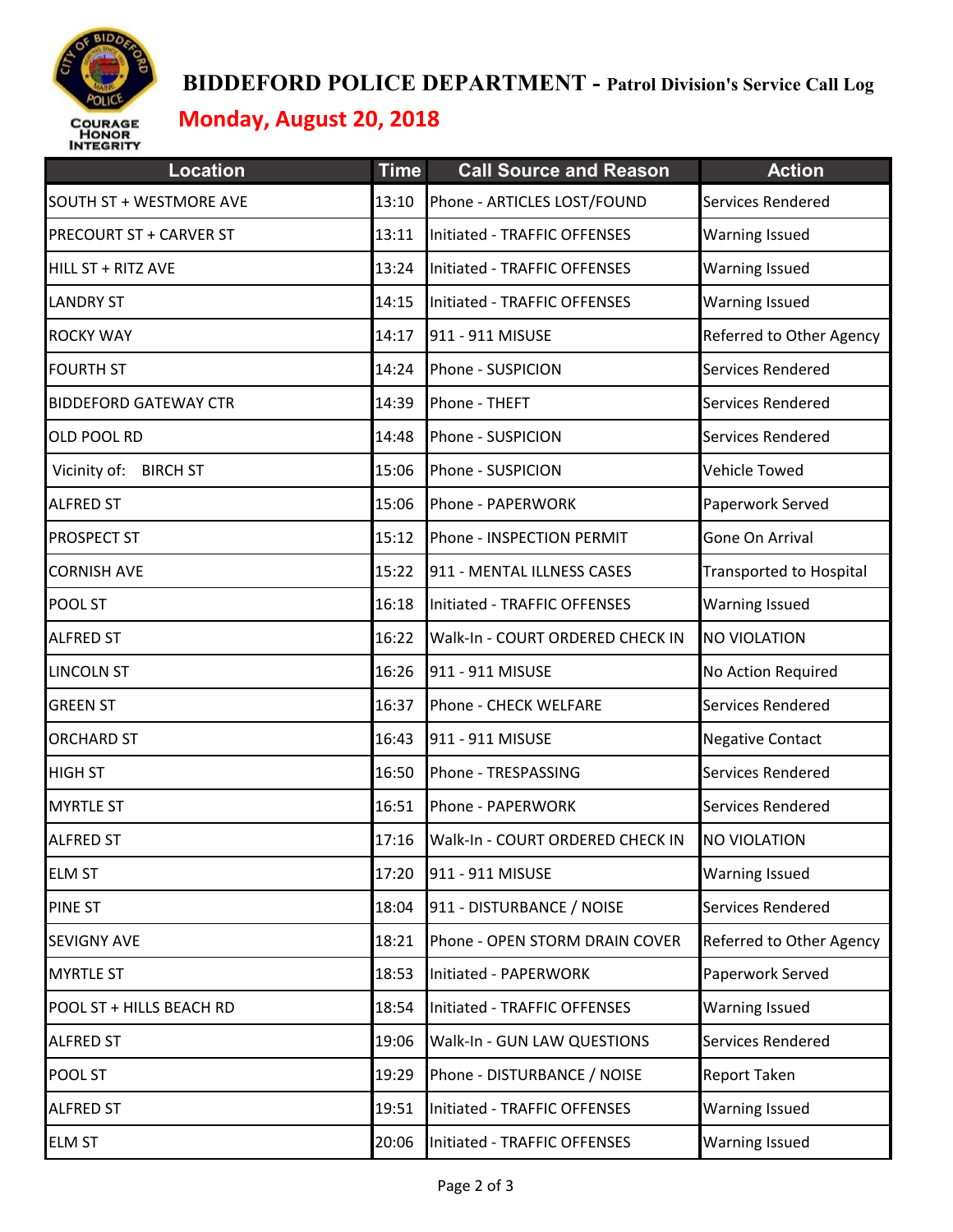# BIDDEFORD POLICE DEPARTMENT - Patrol Division's Service Call Log

## Monday, August 20, 2018

| Location | Time | Call Source and Reason | Action |
|---|---|---|---|
| SOUTH ST + WESTMORE AVE | 13:10 | Phone - ARTICLES LOST/FOUND | Services Rendered |
| PRECOURT ST + CARVER ST | 13:11 | Initiated - TRAFFIC OFFENSES | Warning Issued |
| HILL ST + RITZ AVE | 13:24 | Initiated - TRAFFIC OFFENSES | Warning Issued |
| LANDRY ST | 14:15 | Initiated - TRAFFIC OFFENSES | Warning Issued |
| ROCKY WAY | 14:17 | 911 - 911 MISUSE | Referred to Other Agency |
| FOURTH ST | 14:24 | Phone - SUSPICION | Services Rendered |
| BIDDEFORD GATEWAY CTR | 14:39 | Phone - THEFT | Services Rendered |
| OLD POOL RD | 14:48 | Phone - SUSPICION | Services Rendered |
| Vicinity of: BIRCH ST | 15:06 | Phone - SUSPICION | Vehicle Towed |
| ALFRED ST | 15:06 | Phone - PAPERWORK | Paperwork Served |
| PROSPECT ST | 15:12 | Phone - INSPECTION PERMIT | Gone On Arrival |
| CORNISH AVE | 15:22 | 911 - MENTAL ILLNESS CASES | Transported to Hospital |
| POOL ST | 16:18 | Initiated - TRAFFIC OFFENSES | Warning Issued |
| ALFRED ST | 16:22 | Walk-In - COURT ORDERED CHECK IN | NO VIOLATION |
| LINCOLN ST | 16:26 | 911 - 911 MISUSE | No Action Required |
| GREEN ST | 16:37 | Phone - CHECK WELFARE | Services Rendered |
| ORCHARD ST | 16:43 | 911 - 911 MISUSE | Negative Contact |
| HIGH ST | 16:50 | Phone - TRESPASSING | Services Rendered |
| MYRTLE ST | 16:51 | Phone - PAPERWORK | Services Rendered |
| ALFRED ST | 17:16 | Walk-In - COURT ORDERED CHECK IN | NO VIOLATION |
| ELM ST | 17:20 | 911 - 911 MISUSE | Warning Issued |
| PINE ST | 18:04 | 911 - DISTURBANCE / NOISE | Services Rendered |
| SEVIGNY AVE | 18:21 | Phone - OPEN STORM DRAIN COVER | Referred to Other Agency |
| MYRTLE ST | 18:53 | Initiated - PAPERWORK | Paperwork Served |
| POOL ST + HILLS BEACH RD | 18:54 | Initiated - TRAFFIC OFFENSES | Warning Issued |
| ALFRED ST | 19:06 | Walk-In - GUN LAW QUESTIONS | Services Rendered |
| POOL ST | 19:29 | Phone - DISTURBANCE / NOISE | Report Taken |
| ALFRED ST | 19:51 | Initiated - TRAFFIC OFFENSES | Warning Issued |
| ELM ST | 20:06 | Initiated - TRAFFIC OFFENSES | Warning Issued |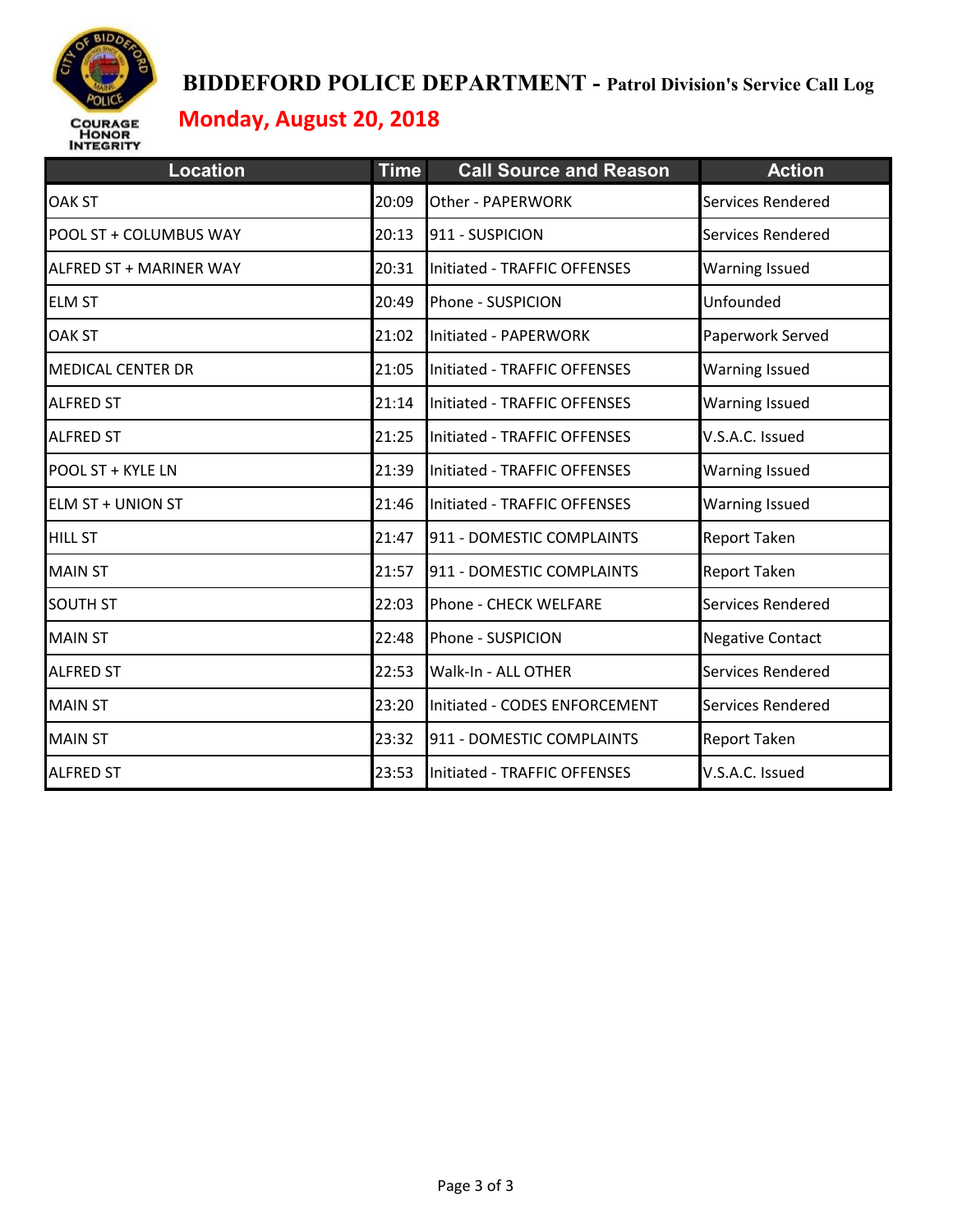# BIDDEFORD POLICE DEPARTMENT - Patrol Division's Service Call Log

COURAGE HONOR INTEGRITY

## Monday, August 20, 2018

| Location | Time | Call Source and Reason | Action |
|---|---|---|---|
| OAK ST | 20:09 | Other - PAPERWORK | Services Rendered |
| POOL ST + COLUMBUS WAY | 20:13 | 911 - SUSPICION | Services Rendered |
| ALFRED ST + MARINER WAY | 20:31 | Initiated - TRAFFIC OFFENSES | Warning Issued |
| ELM ST | 20:49 | Phone - SUSPICION | Unfounded |
| OAK ST | 21:02 | Initiated - PAPERWORK | Paperwork Served |
| MEDICAL CENTER DR | 21:05 | Initiated - TRAFFIC OFFENSES | Warning Issued |
| ALFRED ST | 21:14 | Initiated - TRAFFIC OFFENSES | Warning Issued |
| ALFRED ST | 21:25 | Initiated - TRAFFIC OFFENSES | V.S.A.C. Issued |
| POOL ST + KYLE LN | 21:39 | Initiated - TRAFFIC OFFENSES | Warning Issued |
| ELM ST + UNION ST | 21:46 | Initiated - TRAFFIC OFFENSES | Warning Issued |
| HILL ST | 21:47 | 911 - DOMESTIC COMPLAINTS | Report Taken |
| MAIN ST | 21:57 | 911 - DOMESTIC COMPLAINTS | Report Taken |
| SOUTH ST | 22:03 | Phone - CHECK WELFARE | Services Rendered |
| MAIN ST | 22:48 | Phone - SUSPICION | Negative Contact |
| ALFRED ST | 22:53 | Walk-In - ALL OTHER | Services Rendered |
| MAIN ST | 23:20 | Initiated - CODES ENFORCEMENT | Services Rendered |
| MAIN ST | 23:32 | 911 - DOMESTIC COMPLAINTS | Report Taken |
| ALFRED ST | 23:53 | Initiated - TRAFFIC OFFENSES | V.S.A.C. Issued |